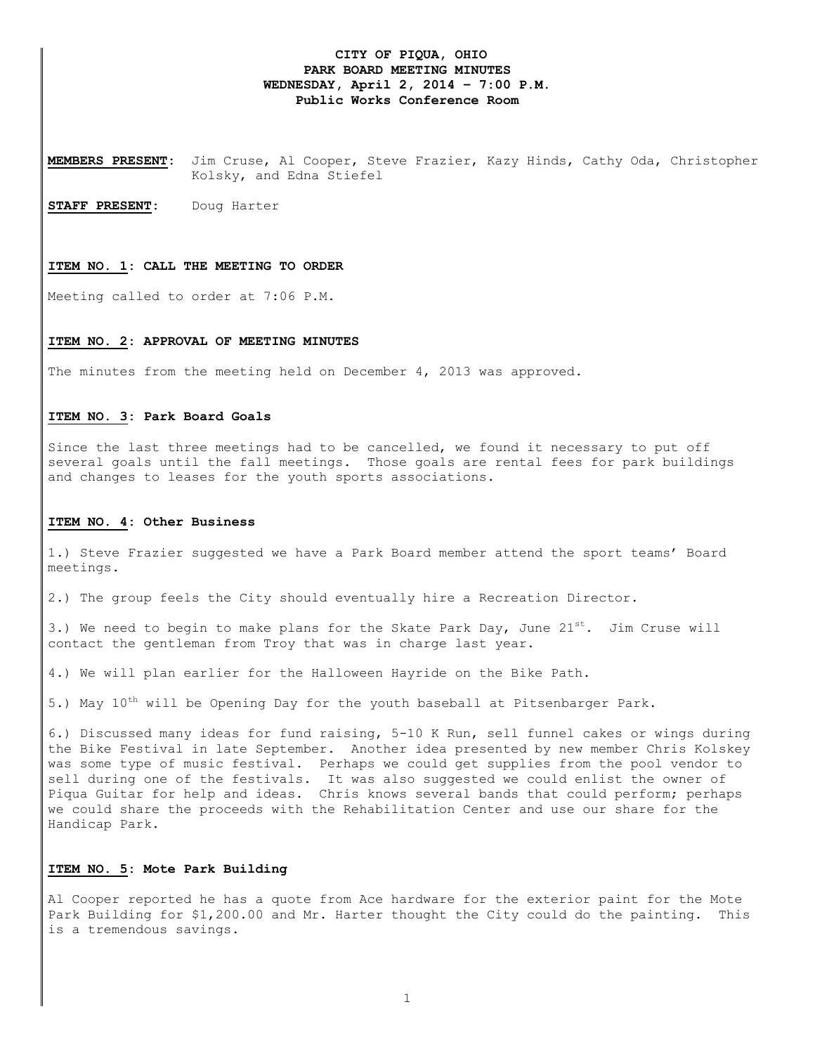# CITY OF PIQUA, OHIO
## PARK BOARD MEETING MINUTES
## WEDNESDAY, April 2, 2014 – 7:00 P.M.
## Public Works Conference Room

**MEMBERS PRESENT:** Jim Cruse, Al Cooper, Steve Frazier, Kazy Hinds, Cathy Oda, Christopher Kolsky, and Edna Stiefel

**STAFF PRESENT:** Doug Harter

### ITEM NO. 1: CALL THE MEETING TO ORDER

Meeting called to order at 7:06 P.M.

### ITEM NO. 2: APPROVAL OF MEETING MINUTES

The minutes from the meeting held on December 4, 2013 was approved.

### ITEM NO. 3: Park Board Goals

Since the last three meetings had to be cancelled, we found it necessary to put off several goals until the fall meetings. Those goals are rental fees for park buildings and changes to leases for the youth sports associations.

### ITEM NO. 4: Other Business

1.) Steve Frazier suggested we have a Park Board member attend the sport teams' Board meetings.

2.) The group feels the City should eventually hire a Recreation Director.

3.) We need to begin to make plans for the Skate Park Day, June 21st. Jim Cruse will contact the gentleman from Troy that was in charge last year.

4.) We will plan earlier for the Halloween Hayride on the Bike Path.

5.) May 10th will be Opening Day for the youth baseball at Pitsenbarger Park.

6.) Discussed many ideas for fund raising, 5-10 K Run, sell funnel cakes or wings during the Bike Festival in late September. Another idea presented by new member Chris Kolskey was some type of music festival. Perhaps we could get supplies from the pool vendor to sell during one of the festivals. It was also suggested we could enlist the owner of Piqua Guitar for help and ideas. Chris knows several bands that could perform; perhaps we could share the proceeds with the Rehabilitation Center and use our share for the Handicap Park.

### ITEM NO. 5: Mote Park Building

Al Cooper reported he has a quote from Ace hardware for the exterior paint for the Mote Park Building for $1,200.00 and Mr. Harter thought the City could do the painting. This is a tremendous savings.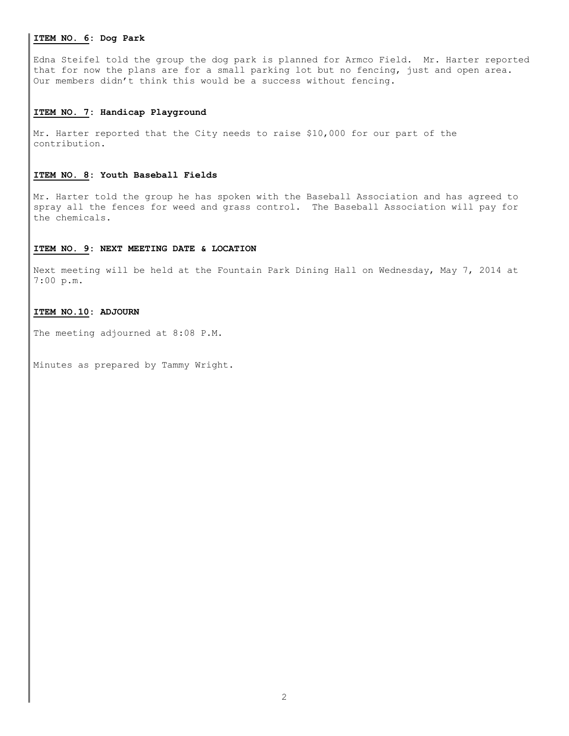**ITEM NO. 6: Dog Park**

Edna Steifel told the group the dog park is planned for Armco Field. Mr. Harter reported that for now the plans are for a small parking lot but no fencing, just and open area. Our members didn't think this would be a success without fencing.

**ITEM NO. 7: Handicap Playground**

Mr. Harter reported that the City needs to raise $10,000 for our part of the contribution.

**ITEM NO. 8: Youth Baseball Fields**

Mr. Harter told the group he has spoken with the Baseball Association and has agreed to spray all the fences for weed and grass control. The Baseball Association will pay for the chemicals.

**ITEM NO. 9: NEXT MEETING DATE & LOCATION**

Next meeting will be held at the Fountain Park Dining Hall on Wednesday, May 7, 2014 at 7:00 p.m.

**ITEM NO.10: ADJOURN**

The meeting adjourned at 8:08 P.M.

Minutes as prepared by Tammy Wright.